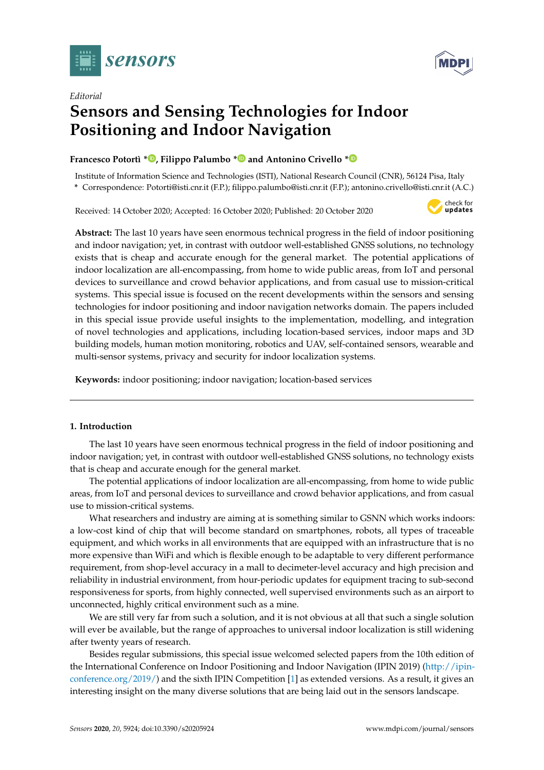*Editorial*

# Sensors and Sensing Technologies for Indoor Positioning and Indoor Navigation

**Francesco Potortì \*, Filippo Palumbo \* and Antonino Crivello \***

Institute of Information Science and Technologies (ISTI), National Research Council (CNR), 56124 Pisa, Italy

\* Correspondence: Potorti@isti.cnr.it (F.P.); filippo.palumbo@isti.cnr.it (F.P.); antonino.crivello@isti.cnr.it (A.C.)

Received: 14 October 2020; Accepted: 16 October 2020; Published: 20 October 2020

**Abstract:** The last 10 years have seen enormous technical progress in the field of indoor positioning and indoor navigation; yet, in contrast with outdoor well-established GNSS solutions, no technology exists that is cheap and accurate enough for the general market. The potential applications of indoor localization are all-encompassing, from home to wide public areas, from IoT and personal devices to surveillance and crowd behavior applications, and from casual use to mission-critical systems. This special issue is focused on the recent developments within the sensors and sensing technologies for indoor positioning and indoor navigation networks domain. The papers included in this special issue provide useful insights to the implementation, modelling, and integration of novel technologies and applications, including location-based services, indoor maps and 3D building models, human motion monitoring, robotics and UAV, self-contained sensors, wearable and multi-sensor systems, privacy and security for indoor localization systems.

**Keywords:** indoor positioning; indoor navigation; location-based services

## 1. Introduction

The last 10 years have seen enormous technical progress in the field of indoor positioning and indoor navigation; yet, in contrast with outdoor well-established GNSS solutions, no technology exists that is cheap and accurate enough for the general market.

The potential applications of indoor localization are all-encompassing, from home to wide public areas, from IoT and personal devices to surveillance and crowd behavior applications, and from casual use to mission-critical systems.

What researchers and industry are aiming at is something similar to GSNN which works indoors: a low-cost kind of chip that will become standard on smartphones, robots, all types of traceable equipment, and which works in all environments that are equipped with an infrastructure that is no more expensive than WiFi and which is flexible enough to be adaptable to very different performance requirement, from shop-level accuracy in a mall to decimeter-level accuracy and high precision and reliability in industrial environment, from hour-periodic updates for equipment tracing to sub-second responsiveness for sports, from highly connected, well supervised environments such as an airport to unconnected, highly critical environment such as a mine.

We are still very far from such a solution, and it is not obvious at all that such a single solution will ever be available, but the range of approaches to universal indoor localization is still widening after twenty years of research.

Besides regular submissions, this special issue welcomed selected papers from the 10th edition of the International Conference on Indoor Positioning and Indoor Navigation (IPIN 2019) (http://ipin-conference.org/2019/) and the sixth IPIN Competition [1] as extended versions. As a result, it gives an interesting insight on the many diverse solutions that are being laid out in the sensors landscape.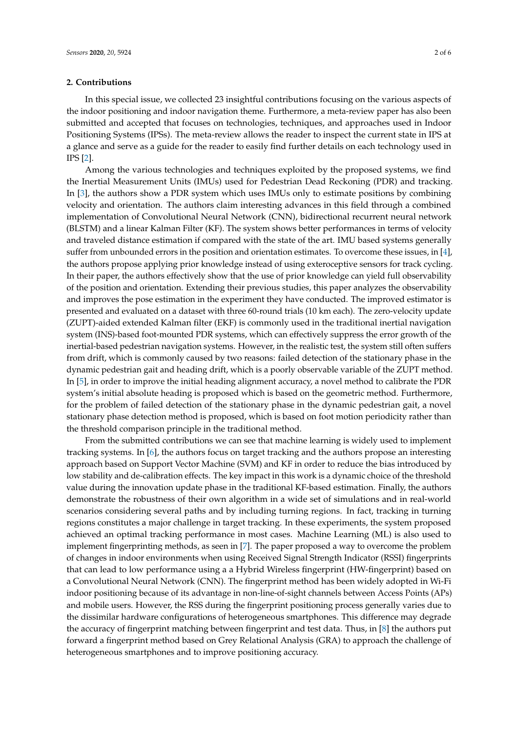## 2. Contributions

In this special issue, we collected 23 insightful contributions focusing on the various aspects of the indoor positioning and indoor navigation theme. Furthermore, a meta-review paper has also been submitted and accepted that focuses on technologies, techniques, and approaches used in Indoor Positioning Systems (IPSs). The meta-review allows the reader to inspect the current state in IPS at a glance and serve as a guide for the reader to easily find further details on each technology used in IPS [2].

Among the various technologies and techniques exploited by the proposed systems, we find the Inertial Measurement Units (IMUs) used for Pedestrian Dead Reckoning (PDR) and tracking. In [3], the authors show a PDR system which uses IMUs only to estimate positions by combining velocity and orientation. The authors claim interesting advances in this field through a combined implementation of Convolutional Neural Network (CNN), bidirectional recurrent neural network (BLSTM) and a linear Kalman Filter (KF). The system shows better performances in terms of velocity and traveled distance estimation if compared with the state of the art. IMU based systems generally suffer from unbounded errors in the position and orientation estimates. To overcome these issues, in [4], the authors propose applying prior knowledge instead of using exteroceptive sensors for track cycling. In their paper, the authors effectively show that the use of prior knowledge can yield full observability of the position and orientation. Extending their previous studies, this paper analyzes the observability and improves the pose estimation in the experiment they have conducted. The improved estimator is presented and evaluated on a dataset with three 60-round trials (10 km each). The zero-velocity update (ZUPT)-aided extended Kalman filter (EKF) is commonly used in the traditional inertial navigation system (INS)-based foot-mounted PDR systems, which can effectively suppress the error growth of the inertial-based pedestrian navigation systems. However, in the realistic test, the system still often suffers from drift, which is commonly caused by two reasons: failed detection of the stationary phase in the dynamic pedestrian gait and heading drift, which is a poorly observable variable of the ZUPT method. In [5], in order to improve the initial heading alignment accuracy, a novel method to calibrate the PDR system's initial absolute heading is proposed which is based on the geometric method. Furthermore, for the problem of failed detection of the stationary phase in the dynamic pedestrian gait, a novel stationary phase detection method is proposed, which is based on foot motion periodicity rather than the threshold comparison principle in the traditional method.

From the submitted contributions we can see that machine learning is widely used to implement tracking systems. In [6], the authors focus on target tracking and the authors propose an interesting approach based on Support Vector Machine (SVM) and KF in order to reduce the bias introduced by low stability and de-calibration effects. The key impact in this work is a dynamic choice of the threshold value during the innovation update phase in the traditional KF-based estimation. Finally, the authors demonstrate the robustness of their own algorithm in a wide set of simulations and in real-world scenarios considering several paths and by including turning regions. In fact, tracking in turning regions constitutes a major challenge in target tracking. In these experiments, the system proposed achieved an optimal tracking performance in most cases. Machine Learning (ML) is also used to implement fingerprinting methods, as seen in [7]. The paper proposed a way to overcome the problem of changes in indoor environments when using Received Signal Strength Indicator (RSSI) fingerprints that can lead to low performance using a a Hybrid Wireless fingerprint (HW-fingerprint) based on a Convolutional Neural Network (CNN). The fingerprint method has been widely adopted in Wi-Fi indoor positioning because of its advantage in non-line-of-sight channels between Access Points (APs) and mobile users. However, the RSS during the fingerprint positioning process generally varies due to the dissimilar hardware configurations of heterogeneous smartphones. This difference may degrade the accuracy of fingerprint matching between fingerprint and test data. Thus, in [8] the authors put forward a fingerprint method based on Grey Relational Analysis (GRA) to approach the challenge of heterogeneous smartphones and to improve positioning accuracy.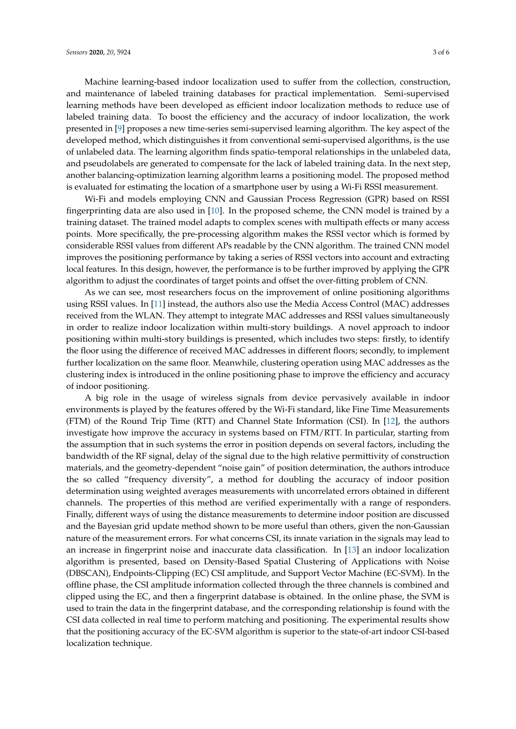Machine learning-based indoor localization used to suffer from the collection, construction, and maintenance of labeled training databases for practical implementation. Semi-supervised learning methods have been developed as efficient indoor localization methods to reduce use of labeled training data. To boost the efficiency and the accuracy of indoor localization, the work presented in [9] proposes a new time-series semi-supervised learning algorithm. The key aspect of the developed method, which distinguishes it from conventional semi-supervised algorithms, is the use of unlabeled data. The learning algorithm finds spatio-temporal relationships in the unlabeled data, and pseudolabels are generated to compensate for the lack of labeled training data. In the next step, another balancing-optimization learning algorithm learns a positioning model. The proposed method is evaluated for estimating the location of a smartphone user by using a Wi-Fi RSSI measurement.

Wi-Fi and models employing CNN and Gaussian Process Regression (GPR) based on RSSI fingerprinting data are also used in [10]. In the proposed scheme, the CNN model is trained by a training dataset. The trained model adapts to complex scenes with multipath effects or many access points. More specifically, the pre-processing algorithm makes the RSSI vector which is formed by considerable RSSI values from different APs readable by the CNN algorithm. The trained CNN model improves the positioning performance by taking a series of RSSI vectors into account and extracting local features. In this design, however, the performance is to be further improved by applying the GPR algorithm to adjust the coordinates of target points and offset the over-fitting problem of CNN.

As we can see, most researchers focus on the improvement of online positioning algorithms using RSSI values. In [11] instead, the authors also use the Media Access Control (MAC) addresses received from the WLAN. They attempt to integrate MAC addresses and RSSI values simultaneously in order to realize indoor localization within multi-story buildings. A novel approach to indoor positioning within multi-story buildings is presented, which includes two steps: firstly, to identify the floor using the difference of received MAC addresses in different floors; secondly, to implement further localization on the same floor. Meanwhile, clustering operation using MAC addresses as the clustering index is introduced in the online positioning phase to improve the efficiency and accuracy of indoor positioning.

A big role in the usage of wireless signals from device pervasively available in indoor environments is played by the features offered by the Wi-Fi standard, like Fine Time Measurements (FTM) of the Round Trip Time (RTT) and Channel State Information (CSI). In [12], the authors investigate how improve the accuracy in systems based on FTM/RTT. In particular, starting from the assumption that in such systems the error in position depends on several factors, including the bandwidth of the RF signal, delay of the signal due to the high relative permittivity of construction materials, and the geometry-dependent "noise gain" of position determination, the authors introduce the so called "frequency diversity", a method for doubling the accuracy of indoor position determination using weighted averages measurements with uncorrelated errors obtained in different channels. The properties of this method are verified experimentally with a range of responders. Finally, different ways of using the distance measurements to determine indoor position are discussed and the Bayesian grid update method shown to be more useful than others, given the non-Gaussian nature of the measurement errors. For what concerns CSI, its innate variation in the signals may lead to an increase in fingerprint noise and inaccurate data classification. In [13] an indoor localization algorithm is presented, based on Density-Based Spatial Clustering of Applications with Noise (DBSCAN), Endpoints-Clipping (EC) CSI amplitude, and Support Vector Machine (EC-SVM). In the offline phase, the CSI amplitude information collected through the three channels is combined and clipped using the EC, and then a fingerprint database is obtained. In the online phase, the SVM is used to train the data in the fingerprint database, and the corresponding relationship is found with the CSI data collected in real time to perform matching and positioning. The experimental results show that the positioning accuracy of the EC-SVM algorithm is superior to the state-of-art indoor CSI-based localization technique.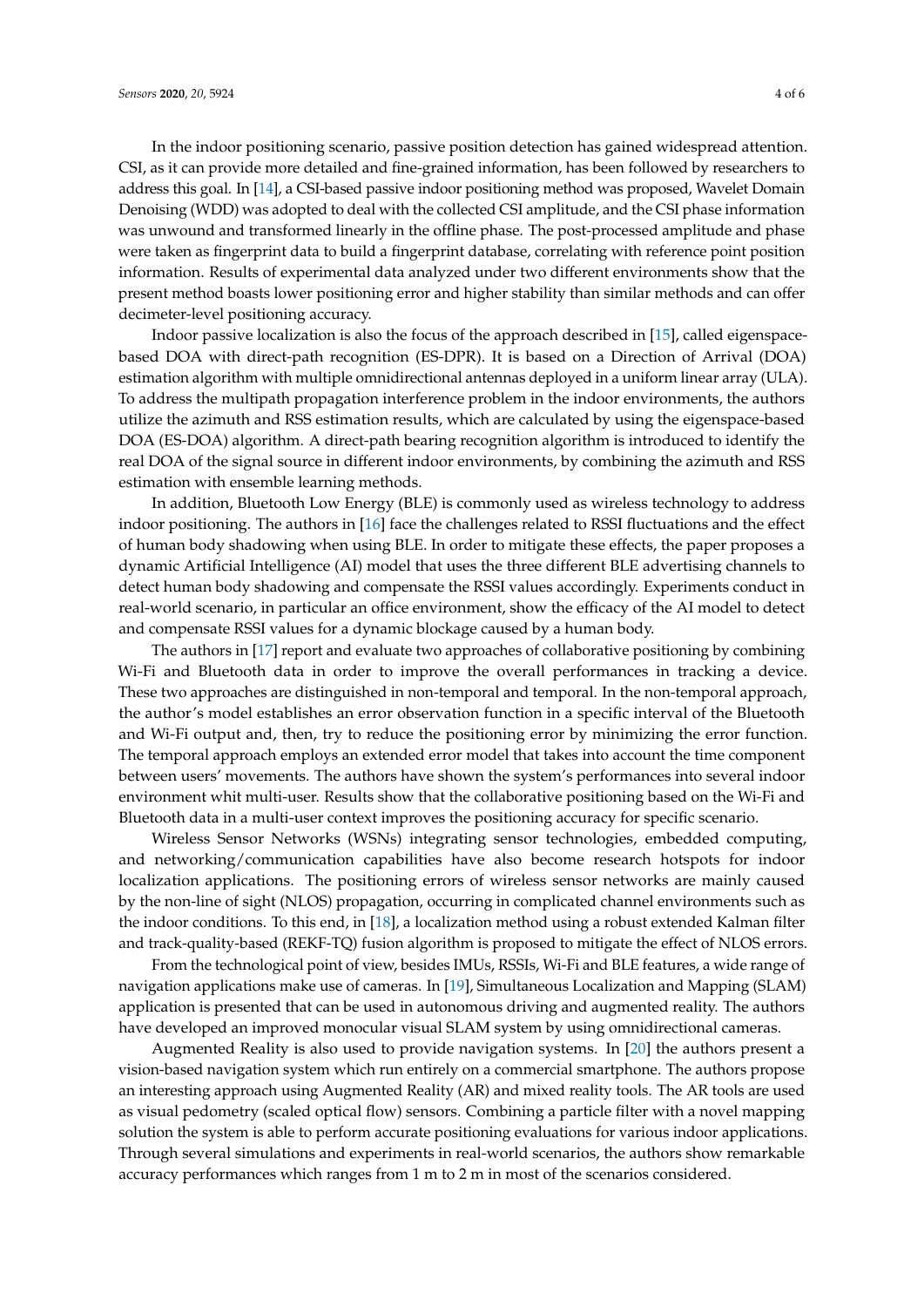In the indoor positioning scenario, passive position detection has gained widespread attention. CSI, as it can provide more detailed and fine-grained information, has been followed by researchers to address this goal. In [14], a CSI-based passive indoor positioning method was proposed, Wavelet Domain Denoising (WDD) was adopted to deal with the collected CSI amplitude, and the CSI phase information was unwound and transformed linearly in the offline phase. The post-processed amplitude and phase were taken as fingerprint data to build a fingerprint database, correlating with reference point position information. Results of experimental data analyzed under two different environments show that the present method boasts lower positioning error and higher stability than similar methods and can offer decimeter-level positioning accuracy.

Indoor passive localization is also the focus of the approach described in [15], called eigenspace-based DOA with direct-path recognition (ES-DPR). It is based on a Direction of Arrival (DOA) estimation algorithm with multiple omnidirectional antennas deployed in a uniform linear array (ULA). To address the multipath propagation interference problem in the indoor environments, the authors utilize the azimuth and RSS estimation results, which are calculated by using the eigenspace-based DOA (ES-DOA) algorithm. A direct-path bearing recognition algorithm is introduced to identify the real DOA of the signal source in different indoor environments, by combining the azimuth and RSS estimation with ensemble learning methods.

In addition, Bluetooth Low Energy (BLE) is commonly used as wireless technology to address indoor positioning. The authors in [16] face the challenges related to RSSI fluctuations and the effect of human body shadowing when using BLE. In order to mitigate these effects, the paper proposes a dynamic Artificial Intelligence (AI) model that uses the three different BLE advertising channels to detect human body shadowing and compensate the RSSI values accordingly. Experiments conduct in real-world scenario, in particular an office environment, show the efficacy of the AI model to detect and compensate RSSI values for a dynamic blockage caused by a human body.

The authors in [17] report and evaluate two approaches of collaborative positioning by combining Wi-Fi and Bluetooth data in order to improve the overall performances in tracking a device. These two approaches are distinguished in non-temporal and temporal. In the non-temporal approach, the author's model establishes an error observation function in a specific interval of the Bluetooth and Wi-Fi output and, then, try to reduce the positioning error by minimizing the error function. The temporal approach employs an extended error model that takes into account the time component between users' movements. The authors have shown the system's performances into several indoor environment whit multi-user. Results show that the collaborative positioning based on the Wi-Fi and Bluetooth data in a multi-user context improves the positioning accuracy for specific scenario.

Wireless Sensor Networks (WSNs) integrating sensor technologies, embedded computing, and networking/communication capabilities have also become research hotspots for indoor localization applications. The positioning errors of wireless sensor networks are mainly caused by the non-line of sight (NLOS) propagation, occurring in complicated channel environments such as the indoor conditions. To this end, in [18], a localization method using a robust extended Kalman filter and track-quality-based (REKF-TQ) fusion algorithm is proposed to mitigate the effect of NLOS errors.

From the technological point of view, besides IMUs, RSSIs, Wi-Fi and BLE features, a wide range of navigation applications make use of cameras. In [19], Simultaneous Localization and Mapping (SLAM) application is presented that can be used in autonomous driving and augmented reality. The authors have developed an improved monocular visual SLAM system by using omnidirectional cameras.

Augmented Reality is also used to provide navigation systems. In [20] the authors present a vision-based navigation system which run entirely on a commercial smartphone. The authors propose an interesting approach using Augmented Reality (AR) and mixed reality tools. The AR tools are used as visual pedometry (scaled optical flow) sensors. Combining a particle filter with a novel mapping solution the system is able to perform accurate positioning evaluations for various indoor applications. Through several simulations and experiments in real-world scenarios, the authors show remarkable accuracy performances which ranges from 1 m to 2 m in most of the scenarios considered.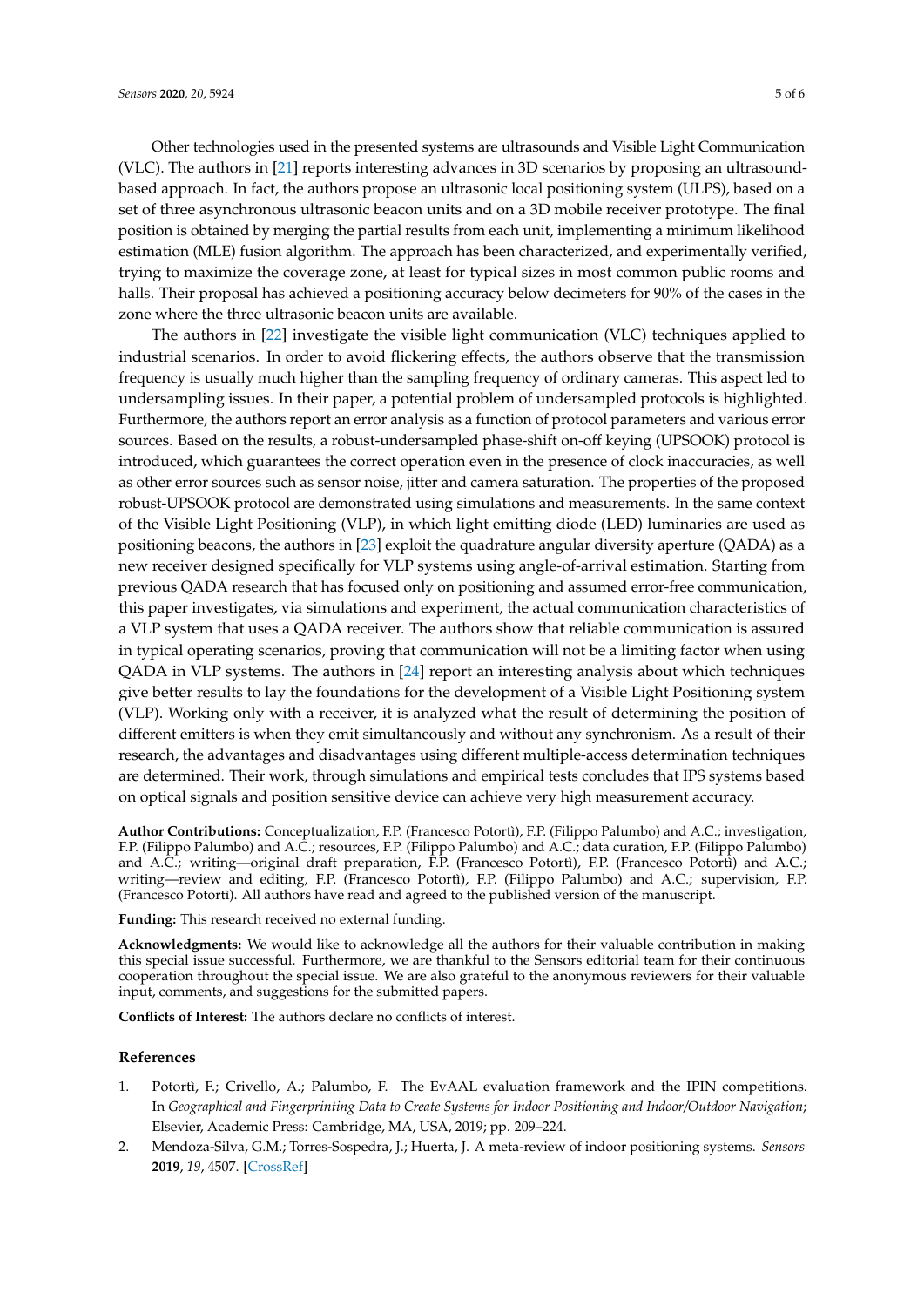Other technologies used in the presented systems are ultrasounds and Visible Light Communication (VLC). The authors in [21] reports interesting advances in 3D scenarios by proposing an ultrasound-based approach. In fact, the authors propose an ultrasonic local positioning system (ULPS), based on a set of three asynchronous ultrasonic beacon units and on a 3D mobile receiver prototype. The final position is obtained by merging the partial results from each unit, implementing a minimum likelihood estimation (MLE) fusion algorithm. The approach has been characterized, and experimentally verified, trying to maximize the coverage zone, at least for typical sizes in most common public rooms and halls. Their proposal has achieved a positioning accuracy below decimeters for 90% of the cases in the zone where the three ultrasonic beacon units are available.

The authors in [22] investigate the visible light communication (VLC) techniques applied to industrial scenarios. In order to avoid flickering effects, the authors observe that the transmission frequency is usually much higher than the sampling frequency of ordinary cameras. This aspect led to undersampling issues. In their paper, a potential problem of undersampled protocols is highlighted. Furthermore, the authors report an error analysis as a function of protocol parameters and various error sources. Based on the results, a robust-undersampled phase-shift on-off keying (UPSOOK) protocol is introduced, which guarantees the correct operation even in the presence of clock inaccuracies, as well as other error sources such as sensor noise, jitter and camera saturation. The properties of the proposed robust-UPSOOK protocol are demonstrated using simulations and measurements. In the same context of the Visible Light Positioning (VLP), in which light emitting diode (LED) luminaries are used as positioning beacons, the authors in [23] exploit the quadrature angular diversity aperture (QADA) as a new receiver designed specifically for VLP systems using angle-of-arrival estimation. Starting from previous QADA research that has focused only on positioning and assumed error-free communication, this paper investigates, via simulations and experiment, the actual communication characteristics of a VLP system that uses a QADA receiver. The authors show that reliable communication is assured in typical operating scenarios, proving that communication will not be a limiting factor when using QADA in VLP systems. The authors in [24] report an interesting analysis about which techniques give better results to lay the foundations for the development of a Visible Light Positioning system (VLP). Working only with a receiver, it is analyzed what the result of determining the position of different emitters is when they emit simultaneously and without any synchronism. As a result of their research, the advantages and disadvantages using different multiple-access determination techniques are determined. Their work, through simulations and empirical tests concludes that IPS systems based on optical signals and position sensitive device can achieve very high measurement accuracy.

**Author Contributions:** Conceptualization, F.P. (Francesco Potortì), F.P. (Filippo Palumbo) and A.C.; investigation, F.P. (Filippo Palumbo) and A.C.; resources, F.P. (Filippo Palumbo) and A.C.; data curation, F.P. (Filippo Palumbo) and A.C.; writing—original draft preparation, F.P. (Francesco Potortì), F.P. (Francesco Potortì) and A.C.; writing—review and editing, F.P. (Francesco Potortì), F.P. (Filippo Palumbo) and A.C.; supervision, F.P. (Francesco Potortì). All authors have read and agreed to the published version of the manuscript.

**Funding:** This research received no external funding.

**Acknowledgments:** We would like to acknowledge all the authors for their valuable contribution in making this special issue successful. Furthermore, we are thankful to the Sensors editorial team for their continuous cooperation throughout the special issue. We are also grateful to the anonymous reviewers for their valuable input, comments, and suggestions for the submitted papers.

**Conflicts of Interest:** The authors declare no conflicts of interest.

## References

1. Potortì, F.; Crivello, A.; Palumbo, F. The EvAAL evaluation framework and the IPIN competitions. In *Geographical and Fingerprinting Data to Create Systems for Indoor Positioning and Indoor/Outdoor Navigation*; Elsevier, Academic Press: Cambridge, MA, USA, 2019; pp. 209–224.
2. Mendoza-Silva, G.M.; Torres-Sospedra, J.; Huerta, J. A meta-review of indoor positioning systems. *Sensors* **2019**, *19*, 4507. [CrossRef]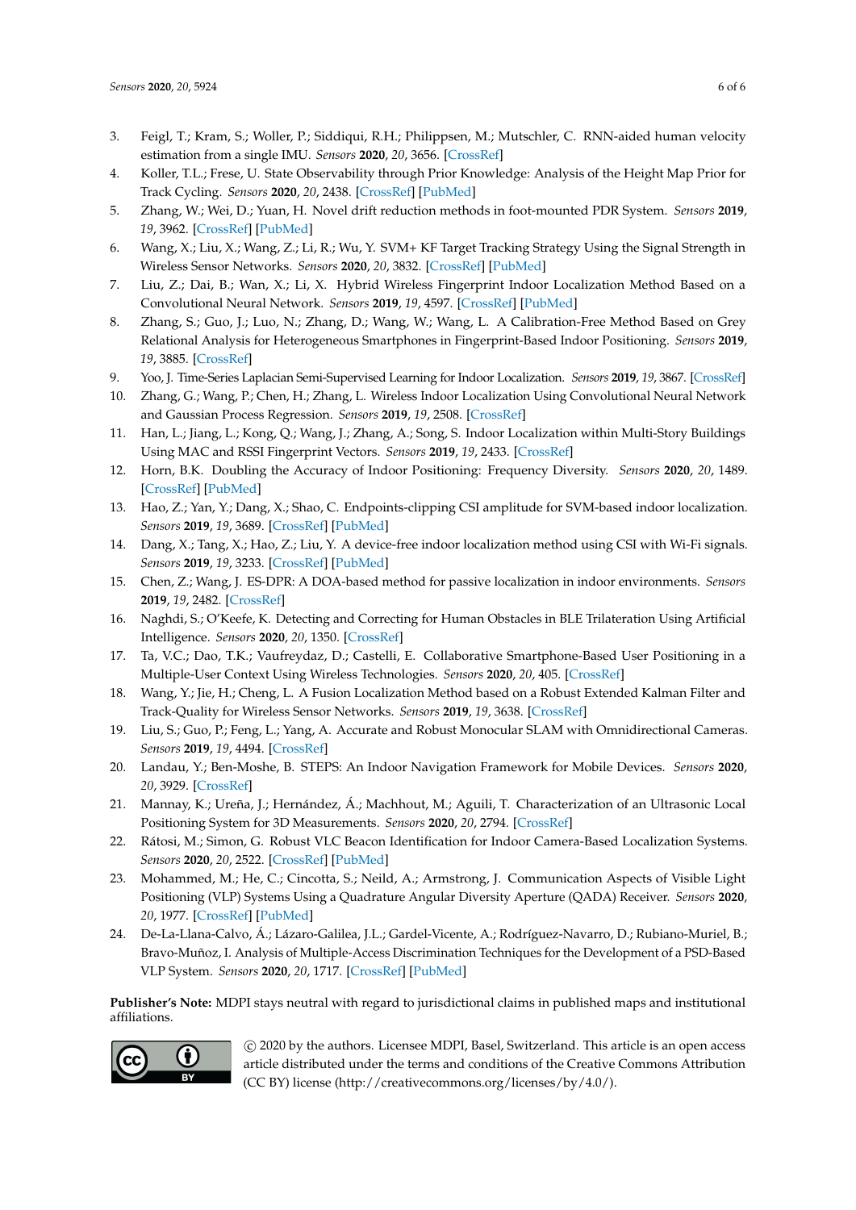3. Feigl, T.; Kram, S.; Woller, P.; Siddiqui, R.H.; Philippsen, M.; Mutschler, C. RNN-aided human velocity estimation from a single IMU. *Sensors* **2020**, *20*, 3656. [CrossRef]
4. Koller, T.L.; Frese, U. State Observability through Prior Knowledge: Analysis of the Height Map Prior for Track Cycling. *Sensors* **2020**, *20*, 2438. [CrossRef] [PubMed]
5. Zhang, W.; Wei, D.; Yuan, H. Novel drift reduction methods in foot-mounted PDR System. *Sensors* **2019**, *19*, 3962. [CrossRef] [PubMed]
6. Wang, X.; Liu, X.; Wang, Z.; Li, R.; Wu, Y. SVM+ KF Target Tracking Strategy Using the Signal Strength in Wireless Sensor Networks. *Sensors* **2020**, *20*, 3832. [CrossRef] [PubMed]
7. Liu, Z.; Dai, B.; Wan, X.; Li, X. Hybrid Wireless Fingerprint Indoor Localization Method Based on a Convolutional Neural Network. *Sensors* **2019**, *19*, 4597. [CrossRef] [PubMed]
8. Zhang, S.; Guo, J.; Luo, N.; Zhang, D.; Wang, W.; Wang, L. A Calibration-Free Method Based on Grey Relational Analysis for Heterogeneous Smartphones in Fingerprint-Based Indoor Positioning. *Sensors* **2019**, *19*, 3885. [CrossRef]
9. Yoo, J. Time-Series Laplacian Semi-Supervised Learning for Indoor Localization. *Sensors* **2019**, *19*, 3867. [CrossRef]
10. Zhang, G.; Wang, P.; Chen, H.; Zhang, L. Wireless Indoor Localization Using Convolutional Neural Network and Gaussian Process Regression. *Sensors* **2019**, *19*, 2508. [CrossRef]
11. Han, L.; Jiang, L.; Kong, Q.; Wang, J.; Zhang, A.; Song, S. Indoor Localization within Multi-Story Buildings Using MAC and RSSI Fingerprint Vectors. *Sensors* **2019**, *19*, 2433. [CrossRef]
12. Horn, B.K. Doubling the Accuracy of Indoor Positioning: Frequency Diversity. *Sensors* **2020**, *20*, 1489. [CrossRef] [PubMed]
13. Hao, Z.; Yan, Y.; Dang, X.; Shao, C. Endpoints-clipping CSI amplitude for SVM-based indoor localization. *Sensors* **2019**, *19*, 3689. [CrossRef] [PubMed]
14. Dang, X.; Tang, X.; Hao, Z.; Liu, Y. A device-free indoor localization method using CSI with Wi-Fi signals. *Sensors* **2019**, *19*, 3233. [CrossRef] [PubMed]
15. Chen, Z.; Wang, J. ES-DPR: A DOA-based method for passive localization in indoor environments. *Sensors* **2019**, *19*, 2482. [CrossRef]
16. Naghdi, S.; O'Keefe, K. Detecting and Correcting for Human Obstacles in BLE Trilateration Using Artificial Intelligence. *Sensors* **2020**, *20*, 1350. [CrossRef]
17. Ta, V.C.; Dao, T.K.; Vaufreydaz, D.; Castelli, E. Collaborative Smartphone-Based User Positioning in a Multiple-User Context Using Wireless Technologies. *Sensors* **2020**, *20*, 405. [CrossRef]
18. Wang, Y.; Jie, H.; Cheng, L. A Fusion Localization Method based on a Robust Extended Kalman Filter and Track-Quality for Wireless Sensor Networks. *Sensors* **2019**, *19*, 3638. [CrossRef]
19. Liu, S.; Guo, P.; Feng, L.; Yang, A. Accurate and Robust Monocular SLAM with Omnidirectional Cameras. *Sensors* **2019**, *19*, 4494. [CrossRef]
20. Landau, Y.; Ben-Moshe, B. STEPS: An Indoor Navigation Framework for Mobile Devices. *Sensors* **2020**, *20*, 3929. [CrossRef]
21. Mannay, K.; Ureña, J.; Hernández, Á.; Machhout, M.; Aguili, T. Characterization of an Ultrasonic Local Positioning System for 3D Measurements. *Sensors* **2020**, *20*, 2794. [CrossRef]
22. Rátosi, M.; Simon, G. Robust VLC Beacon Identification for Indoor Camera-Based Localization Systems. *Sensors* **2020**, *20*, 2522. [CrossRef] [PubMed]
23. Mohammed, M.; He, C.; Cincotta, S.; Neild, A.; Armstrong, J. Communication Aspects of Visible Light Positioning (VLP) Systems Using a Quadrature Angular Diversity Aperture (QADA) Receiver. *Sensors* **2020**, *20*, 1977. [CrossRef] [PubMed]
24. De-La-Llana-Calvo, Á.; Lázaro-Galilea, J.L.; Gardel-Vicente, A.; Rodríguez-Navarro, D.; Rubiano-Muriel, B.; Bravo-Muñoz, I. Analysis of Multiple-Access Discrimination Techniques for the Development of a PSD-Based VLP System. *Sensors* **2020**, *20*, 1717. [CrossRef] [PubMed]

**Publisher's Note:** MDPI stays neutral with regard to jurisdictional claims in published maps and institutional affiliations.

© 2020 by the authors. Licensee MDPI, Basel, Switzerland. This article is an open access article distributed under the terms and conditions of the Creative Commons Attribution (CC BY) license (http://creativecommons.org/licenses/by/4.0/).